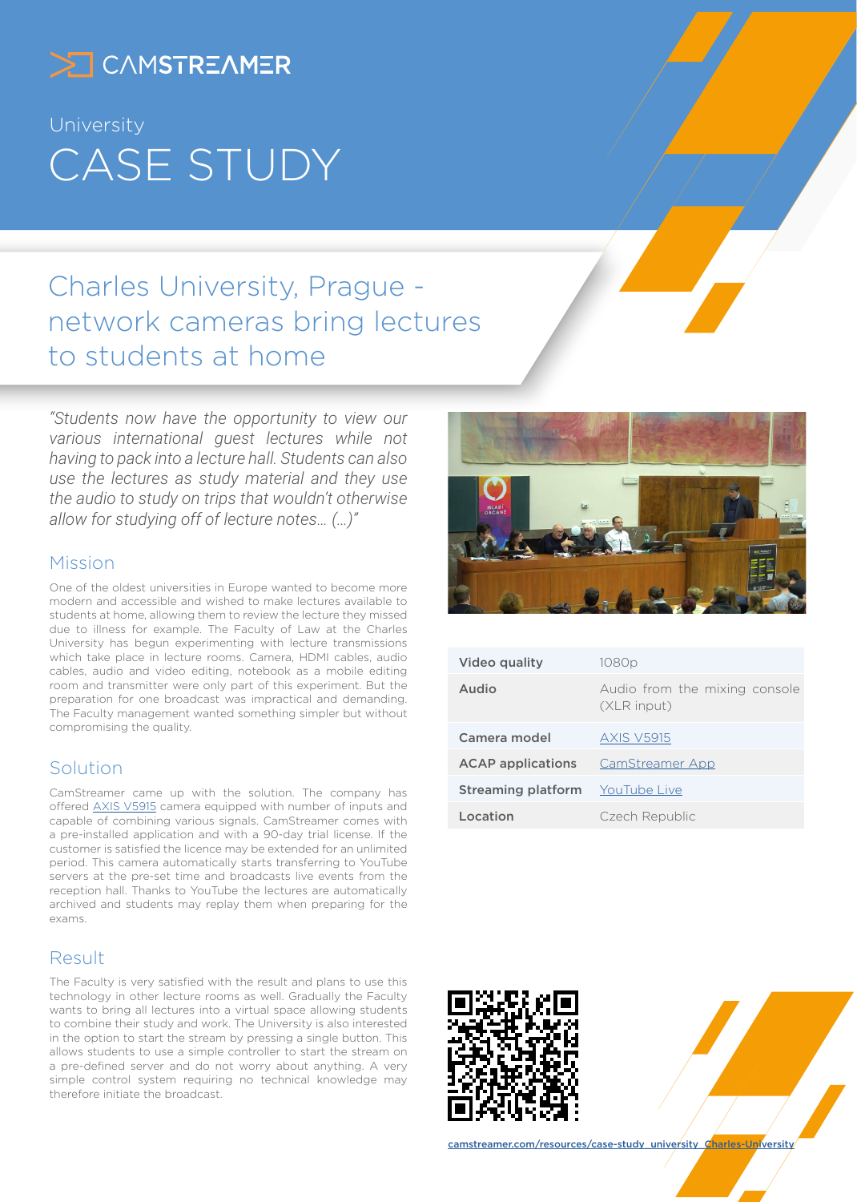CAMSTREAMER

University

# CASE STUDY

## Charles University, Prague - network cameras bring lectures to students at home

*"Students now have the opportunity to view our various international guest lectures while not having to pack into a lecture hall. Students can also use the lectures as study material and they use the audio to study on trips that wouldn't otherwise allow for studying off of lecture notes... (...)"*

### Mission

One of the oldest universities in Europe wanted to become more modern and accessible and wished to make lectures available to students at home, allowing them to review the lecture they missed due to illness for example. The Faculty of Law at the Charles University has begun experimenting with lecture transmissions which take place in lecture rooms. Camera, HDMI cables, audio cables, audio and video editing, notebook as a mobile editing room and transmitter were only part of this experiment. But the preparation for one broadcast was impractical and demanding. The Faculty management wanted something simpler but without compromising the quality.

### Solution

CamStreamer came up with the solution. The company has offered AXIS V5915 camera equipped with number of inputs and capable of combining various signals. CamStreamer comes with a pre-installed application and with a 90-day trial license. If the customer is satisfied the licence may be extended for an unlimited period. This camera automatically starts transferring to YouTube servers at the pre-set time and broadcasts live events from the reception hall. Thanks to YouTube the lectures are automatically archived and students may replay them when preparing for the exams.

### Result

The Faculty is very satisfied with the result and plans to use this technology in other lecture rooms as well. Gradually the Faculty wants to bring all lectures into a virtual space allowing students to combine their study and work. The University is also interested in the option to start the stream by pressing a single button. This allows students to use a simple controller to start the stream on a pre-defined server and do not worry about anything. A very simple control system requiring no technical knowledge may therefore initiate the broadcast.

| | |
|---|---|
| **Video quality** | 1080p |
| **Audio** | Audio from the mixing console (XLR input) |
| **Camera model** | AXIS V5915 |
| **ACAP applications** | CamStreamer App |
| **Streaming platform** | YouTube Live |
| **Location** | Czech Republic |

camstreamer.com/resources/case-study_university_Charles-University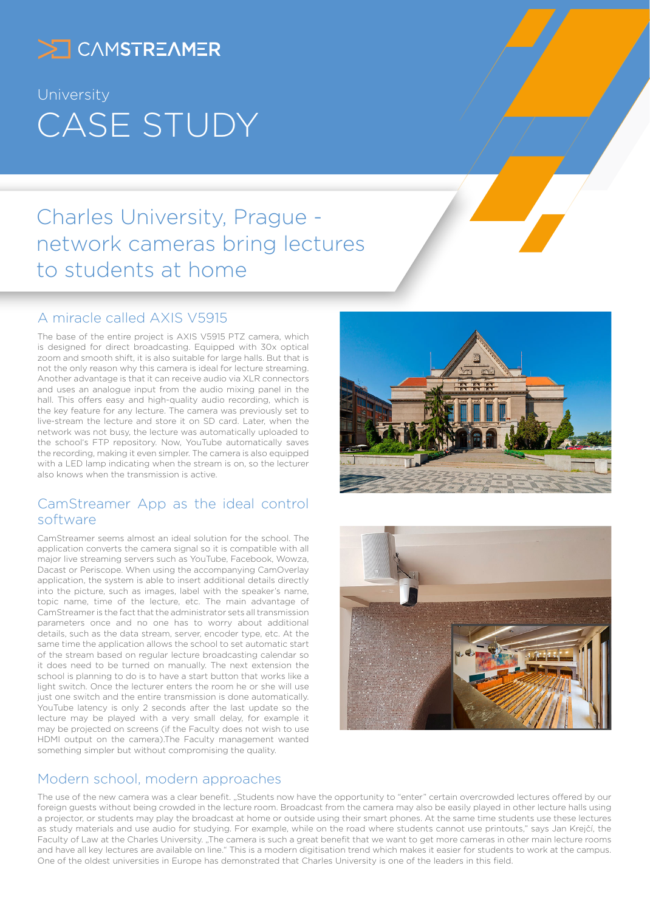# CAMSTREAMER

University

# CASE STUDY

## Charles University, Prague - network cameras bring lectures to students at home

### A miracle called AXIS V5915

The base of the entire project is AXIS V5915 PTZ camera, which is designed for direct broadcasting. Equipped with 30x optical zoom and smooth shift, it is also suitable for large halls. But that is not the only reason why this camera is ideal for lecture streaming. Another advantage is that it can receive audio via XLR connectors and uses an analogue input from the audio mixing panel in the hall. This offers easy and high-quality audio recording, which is the key feature for any lecture. The camera was previously set to live-stream the lecture and store it on SD card. Later, when the network was not busy, the lecture was automatically uploaded to the school's FTP repository. Now, YouTube automatically saves the recording, making it even simpler. The camera is also equipped with a LED lamp indicating when the stream is on, so the lecturer also knows when the transmission is active.

### CamStreamer App as the ideal control software

CamStreamer seems almost an ideal solution for the school. The application converts the camera signal so it is compatible with all major live streaming servers such as YouTube, Facebook, Wowza, Dacast or Periscope. When using the accompanying CamOverlay application, the system is able to insert additional details directly into the picture, such as images, label with the speaker's name, topic name, time of the lecture, etc. The main advantage of CamStreamer is the fact that the administrator sets all transmission parameters once and no one has to worry about additional details, such as the data stream, server, encoder type, etc. At the same time the application allows the school to set automatic start of the stream based on regular lecture broadcasting calendar so it does need to be turned on manually. The next extension the school is planning to do is to have a start button that works like a light switch. Once the lecturer enters the room he or she will use just one switch and the entire transmission is done automatically. YouTube latency is only 2 seconds after the last update so the lecture may be played with a very small delay, for example it may be projected on screens (if the Faculty does not wish to use HDMI output on the camera).The Faculty management wanted something simpler but without compromising the quality.

### Modern school, modern approaches

The use of the new camera was a clear benefit. „Students now have the opportunity to "enter" certain overcrowded lectures offered by our foreign guests without being crowded in the lecture room. Broadcast from the camera may also be easily played in other lecture halls using a projector, or students may play the broadcast at home or outside using their smart phones. At the same time students use these lectures as study materials and use audio for studying. For example, while on the road where students cannot use printouts," says Jan Krejčí, the Faculty of Law at the Charles University. „The camera is such a great benefit that we want to get more cameras in other main lecture rooms and have all key lectures are available on line." This is a modern digitisation trend which makes it easier for students to work at the campus. One of the oldest universities in Europe has demonstrated that Charles University is one of the leaders in this field.